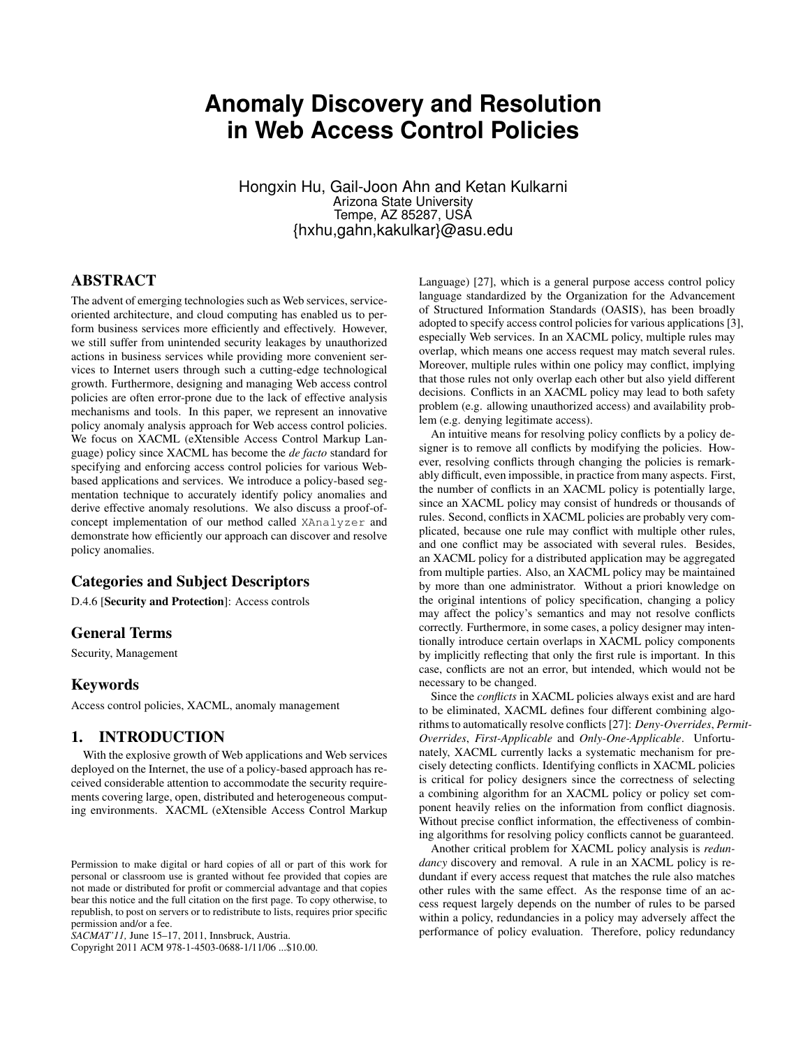# Anomaly Discovery and Resolution in Web Access Control Policies

Hongxin Hu, Gail-Joon Ahn and Ketan Kulkarni
Arizona State University
Tempe, AZ 85287, USA
{hxhu,gahn,kakulkar}@asu.edu

## ABSTRACT

The advent of emerging technologies such as Web services, service-oriented architecture, and cloud computing has enabled us to perform business services more efficiently and effectively. However, we still suffer from unintended security leakages by unauthorized actions in business services while providing more convenient services to Internet users through such a cutting-edge technological growth. Furthermore, designing and managing Web access control policies are often error-prone due to the lack of effective analysis mechanisms and tools. In this paper, we represent an innovative policy anomaly analysis approach for Web access control policies. We focus on XACML (eXtensible Access Control Markup Language) policy since XACML has become the *de facto* standard for specifying and enforcing access control policies for various Web-based applications and services. We introduce a policy-based segmentation technique to accurately identify policy anomalies and derive effective anomaly resolutions. We also discuss a proof-of-concept implementation of our method called XAnalyzer and demonstrate how efficiently our approach can discover and resolve policy anomalies.

### Categories and Subject Descriptors

D.4.6 [**Security and Protection**]: Access controls

### General Terms

Security, Management

### Keywords

Access control policies, XACML, anomaly management

## 1. INTRODUCTION

With the explosive growth of Web applications and Web services deployed on the Internet, the use of a policy-based approach has received considerable attention to accommodate the security requirements covering large, open, distributed and heterogeneous computing environments. XACML (eXtensible Access Control Markup Language) [27], which is a general purpose access control policy language standardized by the Organization for the Advancement of Structured Information Standards (OASIS), has been broadly adopted to specify access control policies for various applications [3], especially Web services. In an XACML policy, multiple rules may overlap, which means one access request may match several rules. Moreover, multiple rules within one policy may conflict, implying that those rules not only overlap each other but also yield different decisions. Conflicts in an XACML policy may lead to both safety problem (e.g. allowing unauthorized access) and availability problem (e.g. denying legitimate access).

An intuitive means for resolving policy conflicts by a policy designer is to remove all conflicts by modifying the policies. However, resolving conflicts through changing the policies is remarkably difficult, even impossible, in practice from many aspects. First, the number of conflicts in an XACML policy is potentially large, since an XACML policy may consist of hundreds or thousands of rules. Second, conflicts in XACML policies are probably very complicated, because one rule may conflict with multiple other rules, and one conflict may be associated with several rules. Besides, an XACML policy for a distributed application may be aggregated from multiple parties. Also, an XACML policy may be maintained by more than one administrator. Without a priori knowledge on the original intentions of policy specification, changing a policy may affect the policy's semantics and may not resolve conflicts correctly. Furthermore, in some cases, a policy designer may intentionally introduce certain overlaps in XACML policy components by implicitly reflecting that only the first rule is important. In this case, conflicts are not an error, but intended, which would not be necessary to be changed.

Since the *conflicts* in XACML policies always exist and are hard to be eliminated, XACML defines four different combining algorithms to automatically resolve conflicts [27]: *Deny-Overrides*, *Permit-Overrides*, *First-Applicable* and *Only-One-Applicable*. Unfortunately, XACML currently lacks a systematic mechanism for precisely detecting conflicts. Identifying conflicts in XACML policies is critical for policy designers since the correctness of selecting a combining algorithm for an XACML policy or policy set component heavily relies on the information from conflict diagnosis. Without precise conflict information, the effectiveness of combining algorithms for resolving policy conflicts cannot be guaranteed.

Another critical problem for XACML policy analysis is *redundancy* discovery and removal. A rule in an XACML policy is redundant if every access request that matches the rule also matches other rules with the same effect. As the response time of an access request largely depends on the number of rules to be parsed within a policy, redundancies in a policy may adversely affect the performance of policy evaluation. Therefore, policy redundancy

Permission to make digital or hard copies of all or part of this work for personal or classroom use is granted without fee provided that copies are not made or distributed for profit or commercial advantage and that copies bear this notice and the full citation on the first page. To copy otherwise, to republish, to post on servers or to redistribute to lists, requires prior specific permission and/or a fee.
*SACMAT'11*, June 15–17, 2011, Innsbruck, Austria.
Copyright 2011 ACM 978-1-4503-0688-1/11/06 ...$10.00.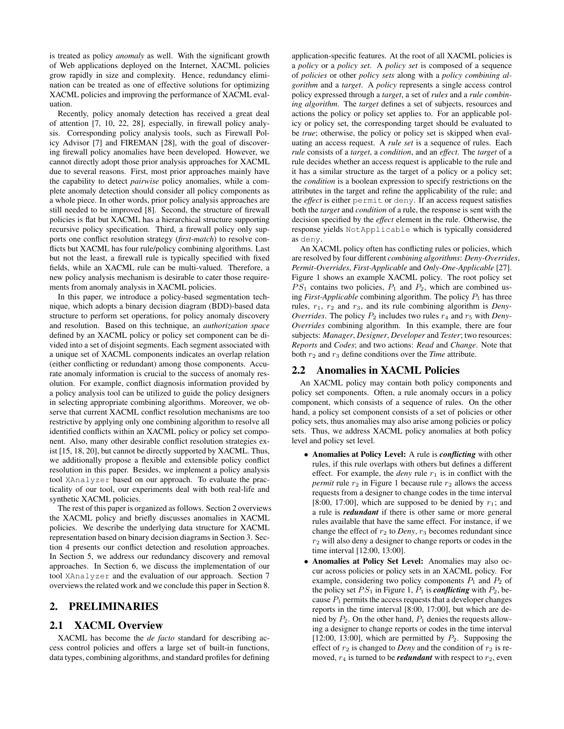is treated as policy *anomaly* as well. With the significant growth of Web applications deployed on the Internet, XACML policies grow rapidly in size and complexity. Hence, redundancy elimination can be treated as one of effective solutions for optimizing XACML policies and improving the performance of XACML evaluation.

Recently, policy anomaly detection has received a great deal of attention [7, 10, 22, 28], especially, in firewall policy analysis. Corresponding policy analysis tools, such as Firewall Policy Advisor [7] and FIREMAN [28], with the goal of discovering firewall policy anomalies have been developed. However, we cannot directly adopt those prior analysis approaches for XACML due to several reasons. First, most prior approaches mainly have the capability to detect *pairwise* policy anomalies, while a complete anomaly detection should consider all policy components as a whole piece. In other words, prior policy analysis approaches are still needed to be improved [8]. Second, the structure of firewall policies is flat but XACML has a hierarchical structure supporting recursive policy specification. Third, a firewall policy only supports one conflict resolution strategy (*first-match*) to resolve conflicts but XACML has four rule/policy combining algorithms. Last but not the least, a firewall rule is typically specified with fixed fields, while an XACML rule can be multi-valued. Therefore, a new policy analysis mechanism is desirable to cater those requirements from anomaly analysis in XACML policies.

In this paper, we introduce a policy-based segmentation technique, which adopts a binary decision diagram (BDD)-based data structure to perform set operations, for policy anomaly discovery and resolution. Based on this technique, an *authorization space* defined by an XACML policy or policy set component can be divided into a set of disjoint segments. Each segment associated with a unique set of XACML components indicates an overlap relation (either conflicting or redundant) among those components. Accurate anomaly information is crucial to the success of anomaly resolution. For example, conflict diagnosis information provided by a policy analysis tool can be utilized to guide the policy designers in selecting appropriate combining algorithms. Moreover, we observe that current XACML conflict resolution mechanisms are too restrictive by applying only one combining algorithm to resolve all identified conflicts within an XACML policy or policy set component. Also, many other desirable conflict resolution strategies exist [15, 18, 20], but cannot be directly supported by XACML. Thus, we additionally propose a flexible and extensible policy conflict resolution in this paper. Besides, we implement a policy analysis tool XAnalyzer based on our approach. To evaluate the practicality of our tool, our experiments deal with both real-life and synthetic XACML policies.

The rest of this paper is organized as follows. Section 2 overviews the XACML policy and briefly discusses anomalies in XACML policies. We describe the underlying data structure for XACML representation based on binary decision diagrams in Section 3. Section 4 presents our conflict detection and resolution approaches. In Section 5, we address our redundancy discovery and removal approaches. In Section 6, we discuss the implementation of our tool XAnalyzer and the evaluation of our approach. Section 7 overviews the related work and we conclude this paper in Section 8.

## 2. PRELIMINARIES

### 2.1 XACML Overview

XACML has become the *de facto* standard for describing access control policies and offers a large set of built-in functions, data types, combining algorithms, and standard profiles for defining application-specific features. At the root of all XACML policies is a *policy* or a *policy set*. A *policy set* is composed of a sequence of *policies* or other *policy sets* along with a *policy combining algorithm* and a *target*. A *policy* represents a single access control policy expressed through a *target*, a set of *rules* and a *rule combining algorithm*. The *target* defines a set of subjects, resources and actions the policy or policy set applies to. For an applicable policy or policy set, the corresponding target should be evaluated to be *true*; otherwise, the policy or policy set is skipped when evaluating an access request. A *rule set* is a sequence of rules. Each *rule* consists of a *target*, a *condition*, and an *effect*. The *target* of a rule decides whether an access request is applicable to the rule and it has a similar structure as the target of a policy or a policy set; the *condition* is a boolean expression to specify restrictions on the attributes in the target and refine the applicability of the rule; and the *effect* is either permit or deny. If an access request satisfies both the *target* and *condition* of a rule, the response is sent with the decision specified by the *effect* element in the rule. Otherwise, the response yields NotApplicable which is typically considered as deny.

An XACML policy often has conflicting rules or policies, which are resolved by four different *combining algorithms*: *Deny-Overrides*, *Permit-Overrides*, *First-Applicable* and *Only-One-Applicable* [27]. Figure 1 shows an example XACML policy. The root policy set $PS_1$ contains two policies, $P_1$ and $P_2$, which are combined using *First-Applicable* combining algorithm. The policy $P_1$ has three rules, $r_1$, $r_2$ and $r_3$, and its rule combining algorithm is *Deny-Overrides*. The policy $P_2$ includes two rules $r_4$ and $r_5$ with *Deny-Overrides* combining algorithm. In this example, there are four subjects: *Manager*, *Designer*, *Developer* and *Tester*; two resources: *Reports* and *Codes*; and two actions: *Read* and *Change*. Note that both $r_2$ and $r_3$ define conditions over the *Time* attribute.

### 2.2 Anomalies in XACML Policies

An XACML policy may contain both policy components and policy set components. Often, a rule anomaly occurs in a policy component, which consists of a sequence of rules. On the other hand, a policy set component consists of a set of policies or other policy sets, thus anomalies may also arise among policies or policy sets. Thus, we address XACML policy anomalies at both policy level and policy set level.

- **Anomalies at Policy Level:** A rule is ***conflicting*** with other rules, if this rule overlaps with others but defines a different effect. For example, the *deny* rule $r_1$ is in conflict with the *permit* rule $r_2$ in Figure 1 because rule $r_2$ allows the access requests from a designer to change codes in the time interval [8:00, 17:00], which are supposed to be denied by $r_1$; and a rule is ***redundant*** if there is other same or more general rules available that have the same effect. For instance, if we change the effect of $r_2$ to *Deny*, $r_3$ becomes redundant since $r_2$ will also deny a designer to change reports or codes in the time interval [12:00, 13:00].
- **Anomalies at Policy Set Level:** Anomalies may also occur across policies or policy sets in an XACML policy. For example, considering two policy components $P_1$ and $P_2$ of the policy set $PS_1$ in Figure 1, $P_1$ is ***conflicting*** with $P_2$, because $P_1$ permits the access requests that a developer changes reports in the time interval [8:00, 17:00], but which are denied by $P_2$. On the other hand, $P_1$ denies the requests allowing a designer to change reports or codes in the time interval [12:00, 13:00], which are permitted by $P_2$. Supposing the effect of $r_2$ is changed to *Deny* and the condition of $r_2$ is removed, $r_4$ is turned to be ***redundant*** with respect to $r_2$, even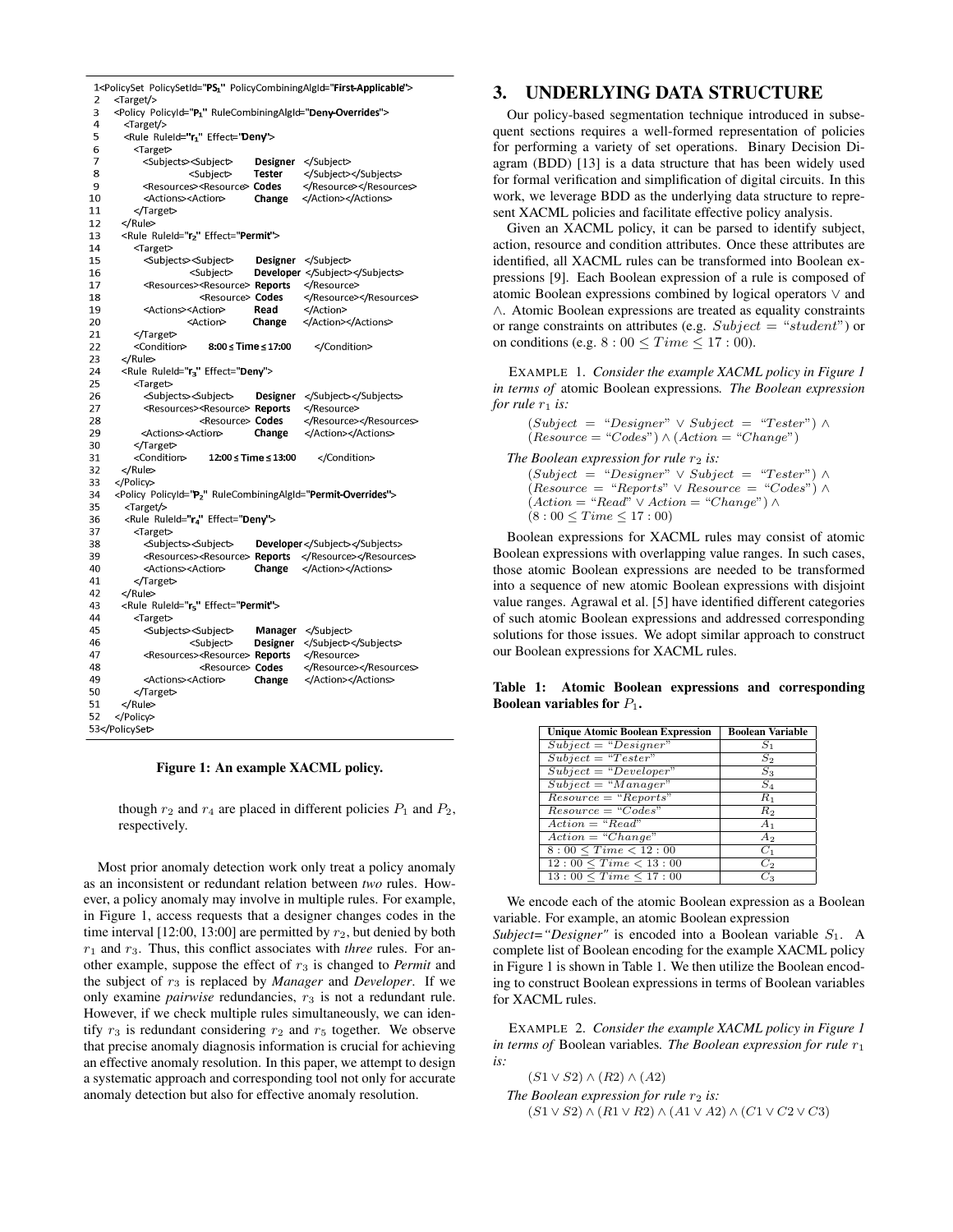```
1<PolicySet PolicySetId="PS1" PolicyCombiningAlgId="First-Applicable">
2   <Target/>
3   <Policy PolicyId="P1" RuleCombiningAlgId="Deny-Overrides">
4     <Target/>
5     <Rule RuleId="r1" Effect="Deny">
6       <Target>
7         <Subjects><Subject>     Designer  </Subject>
8                   <Subject>     Tester    </Subject></Subjects>
9         <Resources><Resource> Codes      </Resource></Resources>
10        <Actions><Action>       Change    </Action></Actions>
11      </Target>
12    </Rule>
13    <Rule RuleId="r2" Effect="Permit">
14      <Target>
15        <Subjects><Subject>     Designer  </Subject>
16                  <Subject>     Developer </Subject></Subjects>
17        <Resources><Resource> Reports    </Resource>
18                  <Resource> Codes      </Resource></Resources>
19        <Actions><Action>       Read      </Action>
20                 <Action>       Change    </Action></Actions>
21      </Target>
22      <Condition>     8:00 ≤ Time ≤ 17:00      </Condition>
23    </Rule>
24    <Rule RuleId="r3" Effect="Deny">
25      <Target>
26        <Subjects><Subject>     Designer  </Subject></Subjects>
27        <Resources><Resource> Reports    </Resource>
28                  <Resource> Codes      </Resource></Resources>
29        <Actions><Action>       Change    </Action></Actions>
30      </Target>
31      <Condition>     12:00 ≤ Time ≤ 13:00     </Condition>
32    </Rule>
33  </Policy>
34  <Policy PolicyId="P2" RuleCombiningAlgId="Permit-Overrides">
35    <Target/>
36    <Rule RuleId="r4" Effect="Deny">
37      <Target>
38        <Subjects><Subject>     Developer</Subject></Subjects>
39        <Resources><Resource> Reports   </Resource></Resources>
40        <Actions><Action>       Change    </Action></Actions>
41      </Target>
42    </Rule>
43    <Rule RuleId="r5" Effect="Permit">
44      <Target>
45        <Subjects><Subject>     Manager   </Subject>
46                  <Subject>     Designer  </Subject></Subjects>
47        <Resources><Resource> Reports    </Resource>
48                  <Resource> Codes      </Resource></Resources>
49        <Actions><Action>       Change    </Action></Actions>
50      </Target>
51    </Rule>
52  </Policy>
53</PolicySet>
```

**Figure 1: An example XACML policy.**

though $r_2$ and $r_4$ are placed in different policies $P_1$ and $P_2$, respectively.

Most prior anomaly detection work only treat a policy anomaly as an inconsistent or redundant relation between *two* rules. However, a policy anomaly may involve in multiple rules. For example, in Figure 1, access requests that a designer changes codes in the time interval [12:00, 13:00] are permitted by $r_2$, but denied by both $r_1$ and $r_3$. Thus, this conflict associates with *three* rules. For another example, suppose the effect of $r_3$ is changed to *Permit* and the subject of $r_3$ is replaced by *Manager* and *Developer*. If we only examine *pairwise* redundancies, $r_3$ is not a redundant rule. However, if we check multiple rules simultaneously, we can identify $r_3$ is redundant considering $r_2$ and $r_5$ together. We observe that precise anomaly diagnosis information is crucial for achieving an effective anomaly resolution. In this paper, we attempt to design a systematic approach and corresponding tool not only for accurate anomaly detection but also for effective anomaly resolution.

# 3. UNDERLYING DATA STRUCTURE

Our policy-based segmentation technique introduced in subsequent sections requires a well-formed representation of policies for performing a variety of set operations. Binary Decision Diagram (BDD) [13] is a data structure that has been widely used for formal verification and simplification of digital circuits. In this work, we leverage BDD as the underlying data structure to represent XACML policies and facilitate effective policy analysis.

Given an XACML policy, it can be parsed to identify subject, action, resource and condition attributes. Once these attributes are identified, all XACML rules can be transformed into Boolean expressions [9]. Each Boolean expression of a rule is composed of atomic Boolean expressions combined by logical operators $\vee$ and $\wedge$. Atomic Boolean expressions are treated as equality constraints or range constraints on attributes (e.g. $Subject = \text{"}student\text{"}$) or on conditions (e.g. $8:00 \leq Time \leq 17:00$).

EXAMPLE 1. *Consider the example XACML policy in Figure 1 in terms of* atomic Boolean expressions*. The Boolean expression for rule $r_1$ is:*

$(Subject = \text{"}Designer\text{"} \vee Subject = \text{"}Tester\text{"}) \wedge (Resource = \text{"}Codes\text{"}) \wedge (Action = \text{"}Change\text{"})$

*The Boolean expression for rule $r_2$ is:*

$(Subject = \text{"}Designer\text{"} \vee Subject = \text{"}Tester\text{"}) \wedge (Resource = \text{"}Reports\text{"} \vee Resource = \text{"}Codes\text{"}) \wedge (Action = \text{"}Read\text{"} \vee Action = \text{"}Change\text{"}) \wedge (8:00 \leq Time \leq 17:00)$

Boolean expressions for XACML rules may consist of atomic Boolean expressions with overlapping value ranges. In such cases, those atomic Boolean expressions are needed to be transformed into a sequence of new atomic Boolean expressions with disjoint value ranges. Agrawal et al. [5] have identified different categories of such atomic Boolean expressions and addressed corresponding solutions for those issues. We adopt similar approach to construct our Boolean expressions for XACML rules.

**Table 1: Atomic Boolean expressions and corresponding Boolean variables for $P_1$.**

| Unique Atomic Boolean Expression | Boolean Variable |
|---|---|
| $Subject = \text{"}Designer\text{"}$ | $S_1$ |
| $Subject = \text{"}Tester\text{"}$ | $S_2$ |
| $Subject = \text{"}Developer\text{"}$ | $S_3$ |
| $Subject = \text{"}Manager\text{"}$ | $S_4$ |
| $Resource = \text{"}Reports\text{"}$ | $R_1$ |
| $Resource = \text{"}Codes\text{"}$ | $R_2$ |
| $Action = \text{"}Read\text{"}$ | $A_1$ |
| $Action = \text{"}Change\text{"}$ | $A_2$ |
| $8:00 \leq Time < 12:00$ | $C_1$ |
| $12:00 \leq Time < 13:00$ | $C_2$ |
| $13:00 \leq Time \leq 17:00$ | $C_3$ |

We encode each of the atomic Boolean expression as a Boolean variable. For example, an atomic Boolean expression *Subject="Designer"* is encoded into a Boolean variable $S_1$. A complete list of Boolean encoding for the example XACML policy in Figure 1 is shown in Table 1. We then utilize the Boolean encoding to construct Boolean expressions in terms of Boolean variables for XACML rules.

EXAMPLE 2. *Consider the example XACML policy in Figure 1 in terms of* Boolean variables*. The Boolean expression for rule $r_1$ is:*

$(S1 \vee S2) \wedge (R2) \wedge (A2)$

*The Boolean expression for rule $r_2$ is:*

$(S1 \vee S2) \wedge (R1 \vee R2) \wedge (A1 \vee A2) \wedge (C1 \vee C2 \vee C3)$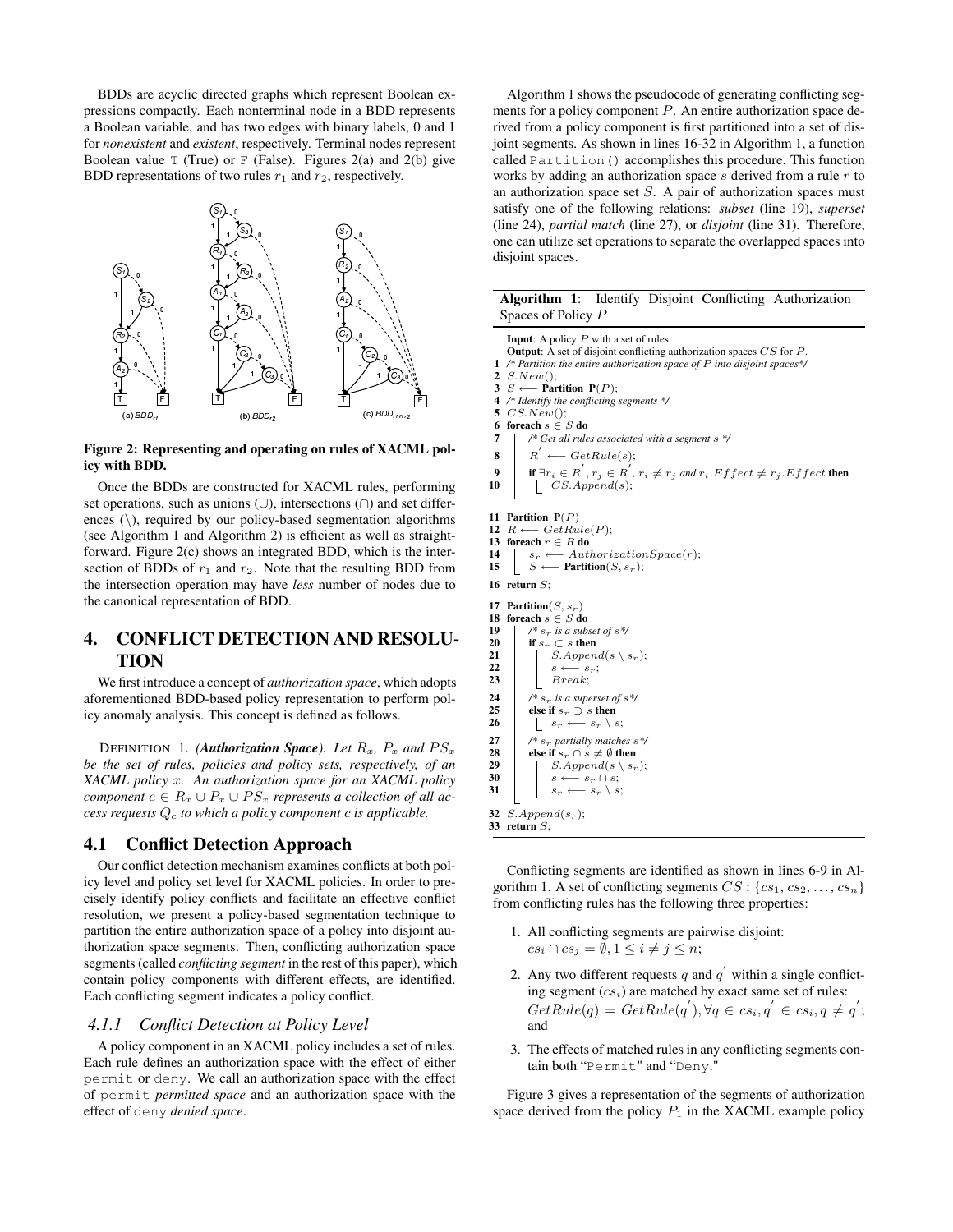BDDs are acyclic directed graphs which represent Boolean expressions compactly. Each nonterminal node in a BDD represents a Boolean variable, and has two edges with binary labels, 0 and 1 for *nonexistent* and *existent*, respectively. Terminal nodes represent Boolean value T (True) or F (False). Figures 2(a) and 2(b) give BDD representations of two rules $r_1$ and $r_2$, respectively.

(a) $BDD_{r1}$ (b) $BDD_{r2}$ (c) $BDD_{r1 \cap r2}$

**Figure 2: Representing and operating on rules of XACML policy with BDD.**

Once the BDDs are constructed for XACML rules, performing set operations, such as unions ($\cup$), intersections ($\cap$) and set differences ($\setminus$), required by our policy-based segmentation algorithms (see Algorithm 1 and Algorithm 2) is efficient as well as straightforward. Figure 2(c) shows an integrated BDD, which is the intersection of BDDs of $r_1$ and $r_2$. Note that the resulting BDD from the intersection operation may have *less* number of nodes due to the canonical representation of BDD.

# 4. CONFLICT DETECTION AND RESOLUTION

We first introduce a concept of *authorization space*, which adopts aforementioned BDD-based policy representation to perform policy anomaly analysis. This concept is defined as follows.

DEFINITION 1. ***(Authorization Space)**. Let $R_x$, $P_x$ and $PS_x$ be the set of rules, policies and policy sets, respectively, of an XACML policy $x$. An authorization space for an XACML policy component $c \in R_x \cup P_x \cup PS_x$ represents a collection of all access requests $Q_c$ to which a policy component $c$ is applicable.*

## 4.1 Conflict Detection Approach

Our conflict detection mechanism examines conflicts at both policy level and policy set level for XACML policies. In order to precisely identify policy conflicts and facilitate an effective conflict resolution, we present a policy-based segmentation technique to partition the entire authorization space of a policy into disjoint authorization space segments. Then, conflicting authorization space segments (called *conflicting segment* in the rest of this paper), which contain policy components with different effects, are identified. Each conflicting segment indicates a policy conflict.

### 4.1.1 Conflict Detection at Policy Level

A policy component in an XACML policy includes a set of rules. Each rule defines an authorization space with the effect of either permit or deny. We call an authorization space with the effect of permit *permitted space* and an authorization space with the effect of deny *denied space*.

Algorithm 1 shows the pseudocode of generating conflicting segments for a policy component $P$. An entire authorization space derived from a policy component is first partitioned into a set of disjoint segments. As shown in lines 16-32 in Algorithm 1, a function called Partition() accomplishes this procedure. This function works by adding an authorization space $s$ derived from a rule $r$ to an authorization space set $S$. A pair of authorization spaces must satisfy one of the following relations: *subset* (line 19), *superset* (line 24), *partial match* (line 27), or *disjoint* (line 31). Therefore, one can utilize set operations to separate the overlapped spaces into disjoint spaces.

**Algorithm 1**: Identify Disjoint Conflicting Authorization Spaces of Policy $P$

```
    Input: A policy P with a set of rules.
    Output: A set of disjoint conflicting authorization spaces CS for P.
1   /* Partition the entire authorization space of P into disjoint spaces*/
2   S.New();
3   S ⟵ Partition_P(P);
4   /* Identify the conflicting segments */
5   CS.New();
6   foreach s ∈ S do
7       /* Get all rules associated with a segment s */
8       R' ⟵ GetRule(s);
9       if ∃r_i ∈ R', r_j ∈ R', r_i ≠ r_j and r_i.Effect ≠ r_j.Effect then
10          CS.Append(s);

11  Partition_P(P)
12  R ⟵ GetRule(P);
13  foreach r ∈ R do
14      s_r ⟵ AuthorizationSpace(r);
15      S ⟵ Partition(S, s_r);
16  return S;

17  Partition(S, s_r)
18  foreach s ∈ S do
19      /* s_r is a subset of s*/
20      if s_r ⊂ s then
21          S.Append(s \ s_r);
22          s ⟵ s_r;
23          Break;
24      /* s_r is a superset of s*/
25      else if s_r ⊃ s then
26          s_r ⟵ s_r \ s;
27      /* s_r partially matches s*/
28      else if s_r ∩ s ≠ ∅ then
29          S.Append(s \ s_r);
30          s ⟵ s_r ∩ s;
31          s_r ⟵ s_r \ s;
32  S.Append(s_r);
33  return S;
```

Conflicting segments are identified as shown in lines 6-9 in Algorithm 1. A set of conflicting segments $CS : \{cs_1, cs_2, \ldots, cs_n\}$ from conflicting rules has the following three properties:

1. All conflicting segments are pairwise disjoint: $cs_i \cap cs_j = \emptyset, 1 \leq i \neq j \leq n$;
2. Any two different requests $q$ and $q'$ within a single conflicting segment ($cs_i$) are matched by exact same set of rules: $GetRule(q) = GetRule(q'), \forall q \in cs_i, q' \in cs_i, q \neq q'$; and
3. The effects of matched rules in any conflicting segments contain both "Permit" and "Deny."

Figure 3 gives a representation of the segments of authorization space derived from the policy $P_1$ in the XACML example policy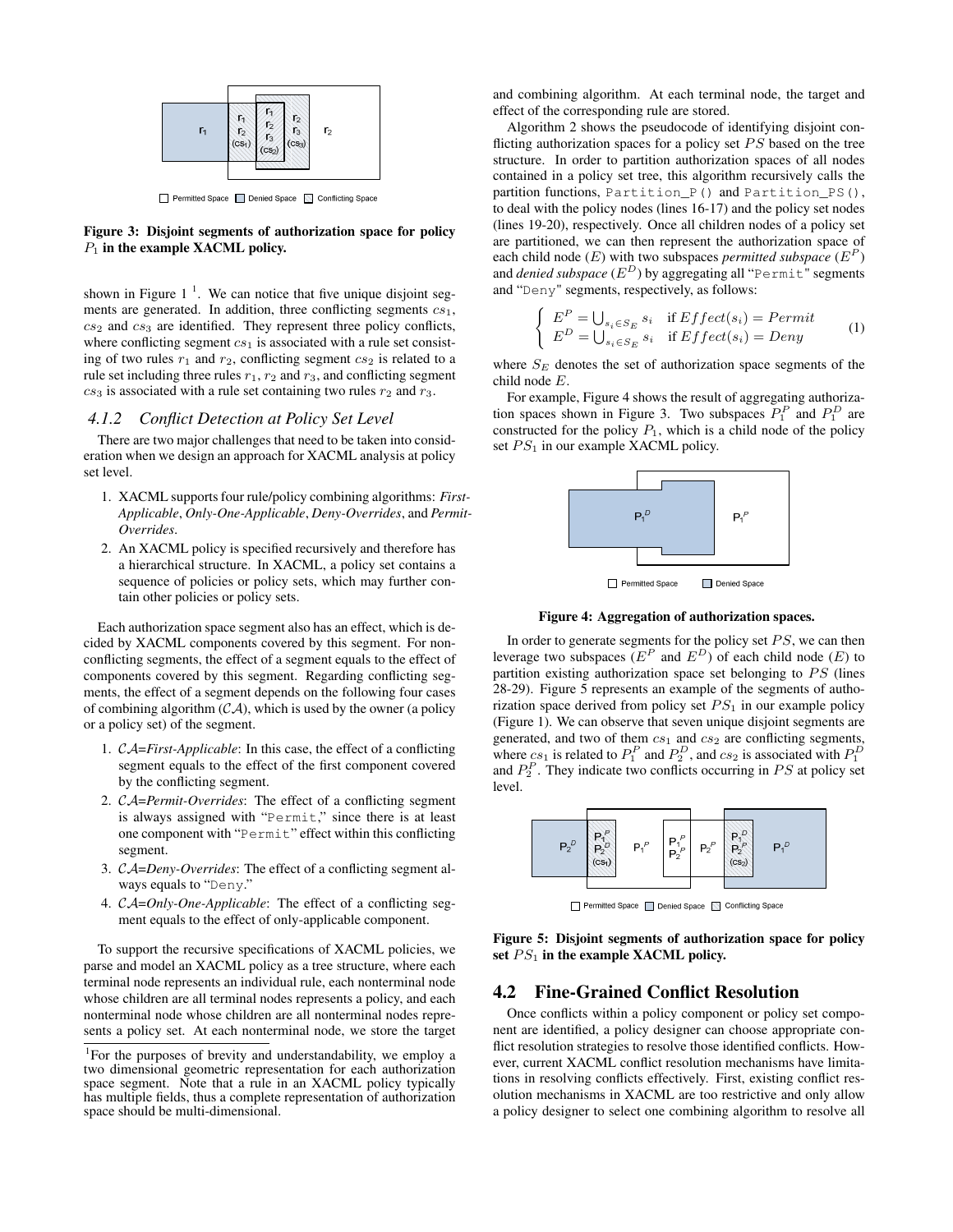r1 | r1 r2 (cs1) | r1 r2 r3 (cs2) | r2 r3 (cs3) | r2

Permitted Space   Denied Space   Conflicting Space

**Figure 3: Disjoint segments of authorization space for policy $P_1$ in the example XACML policy.**

shown in Figure 1 [1]. We can notice that five unique disjoint segments are generated. In addition, three conflicting segments $cs_1$, $cs_2$ and $cs_3$ are identified. They represent three policy conflicts, where conflicting segment $cs_1$ is associated with a rule set consisting of two rules $r_1$ and $r_2$, conflicting segment $cs_2$ is related to a rule set including three rules $r_1$, $r_2$ and $r_3$, and conflicting segment $cs_3$ is associated with a rule set containing two rules $r_2$ and $r_3$.

#### 4.1.2 Conflict Detection at Policy Set Level

There are two major challenges that need to be taken into consideration when we design an approach for XACML analysis at policy set level.

1. XACML supports four rule/policy combining algorithms: *First-Applicable*, *Only-One-Applicable*, *Deny-Overrides*, and *Permit-Overrides*.
2. An XACML policy is specified recursively and therefore has a hierarchical structure. In XACML, a policy set contains a sequence of policies or policy sets, which may further contain other policies or policy sets.

Each authorization space segment also has an effect, which is decided by XACML components covered by this segment. For non-conflicting segments, the effect of a segment equals to the effect of components covered by this segment. Regarding conflicting segments, the effect of a segment depends on the following four cases of combining algorithm ($\mathcal{CA}$), which is used by the owner (a policy or a policy set) of the segment.

1. $\mathcal{CA}$=*First-Applicable*: In this case, the effect of a conflicting segment equals to the effect of the first component covered by the conflicting segment.
2. $\mathcal{CA}$=*Permit-Overrides*: The effect of a conflicting segment is always assigned with "Permit," since there is at least one component with "Permit" effect within this conflicting segment.
3. $\mathcal{CA}$=*Deny-Overrides*: The effect of a conflicting segment always equals to "Deny."
4. $\mathcal{CA}$=*Only-One-Applicable*: The effect of a conflicting segment equals to the effect of only-applicable component.

To support the recursive specifications of XACML policies, we parse and model an XACML policy as a tree structure, where each terminal node represents an individual rule, each nonterminal node whose children are all terminal nodes represents a policy, and each nonterminal node whose children are all nonterminal nodes represents a policy set. At each nonterminal node, we store the target and combining algorithm. At each terminal node, the target and effect of the corresponding rule are stored.

[1]For the purposes of brevity and understandability, we employ a two dimensional geometric representation for each authorization space segment. Note that a rule in an XACML policy typically has multiple fields, thus a complete representation of authorization space should be multi-dimensional.

Algorithm 2 shows the pseudocode of identifying disjoint conflicting authorization spaces for a policy set $PS$ based on the tree structure. In order to partition authorization spaces of all nodes contained in a policy set tree, this algorithm recursively calls the partition functions, `Partition_P()` and `Partition_PS()`, to deal with the policy nodes (lines 16-17) and the policy set nodes (lines 19-20), respectively. Once all children nodes of a policy set are partitioned, we can then represent the authorization space of each child node ($E$) with two subspaces *permitted subspace* ($E^P$) and *denied subspace* ($E^D$) by aggregating all "Permit" segments and "Deny" segments, respectively, as follows:

$$\begin{cases} E^P = \bigcup_{s_i \in S_E} s_i & \text{if } Effect(s_i) = Permit \\ E^D = \bigcup_{s_i \in S_E} s_i & \text{if } Effect(s_i) = Deny \end{cases} \quad (1)$$

where $S_E$ denotes the set of authorization space segments of the child node $E$.

For example, Figure 4 shows the result of aggregating authorization spaces shown in Figure 3. Two subspaces $P_1^P$ and $P_1^D$ are constructed for the policy $P_1$, which is a child node of the policy set $PS_1$ in our example XACML policy.

$P_1^D$   $P_1^P$

Permitted Space   Denied Space

**Figure 4: Aggregation of authorization spaces.**

In order to generate segments for the policy set $PS$, we can then leverage two subspaces ($E^P$ and $E^D$) of each child node ($E$) to partition existing authorization space set belonging to $PS$ (lines 28-29). Figure 5 represents an example of the segments of authorization space derived from policy set $PS_1$ in our example policy (Figure 1). We can observe that seven unique disjoint segments are generated, and two of them $cs_1$ and $cs_2$ are conflicting segments, where $cs_1$ is related to $P_1^P$ and $P_2^D$, and $cs_2$ is associated with $P_1^D$ and $P_2^P$. They indicate two conflicts occurring in $PS$ at policy set level.

$P_2^D$ | $P_1^P$ $P_2^D$ (cs1) | $P_1^P$ | $P_1^P$ $P_2^P$ | $P_2^P$ | $P_1^D$ $P_2^P$ (cs2) | $P_1^D$

Permitted Space   Denied Space   Conflicting Space

**Figure 5: Disjoint segments of authorization space for policy set $PS_1$ in the example XACML policy.**

## 4.2 Fine-Grained Conflict Resolution

Once conflicts within a policy component or policy set component are identified, a policy designer can choose appropriate conflict resolution strategies to resolve those identified conflicts. However, current XACML conflict resolution mechanisms have limitations in resolving conflicts effectively. First, existing conflict resolution mechanisms in XACML are too restrictive and only allow a policy designer to select one combining algorithm to resolve all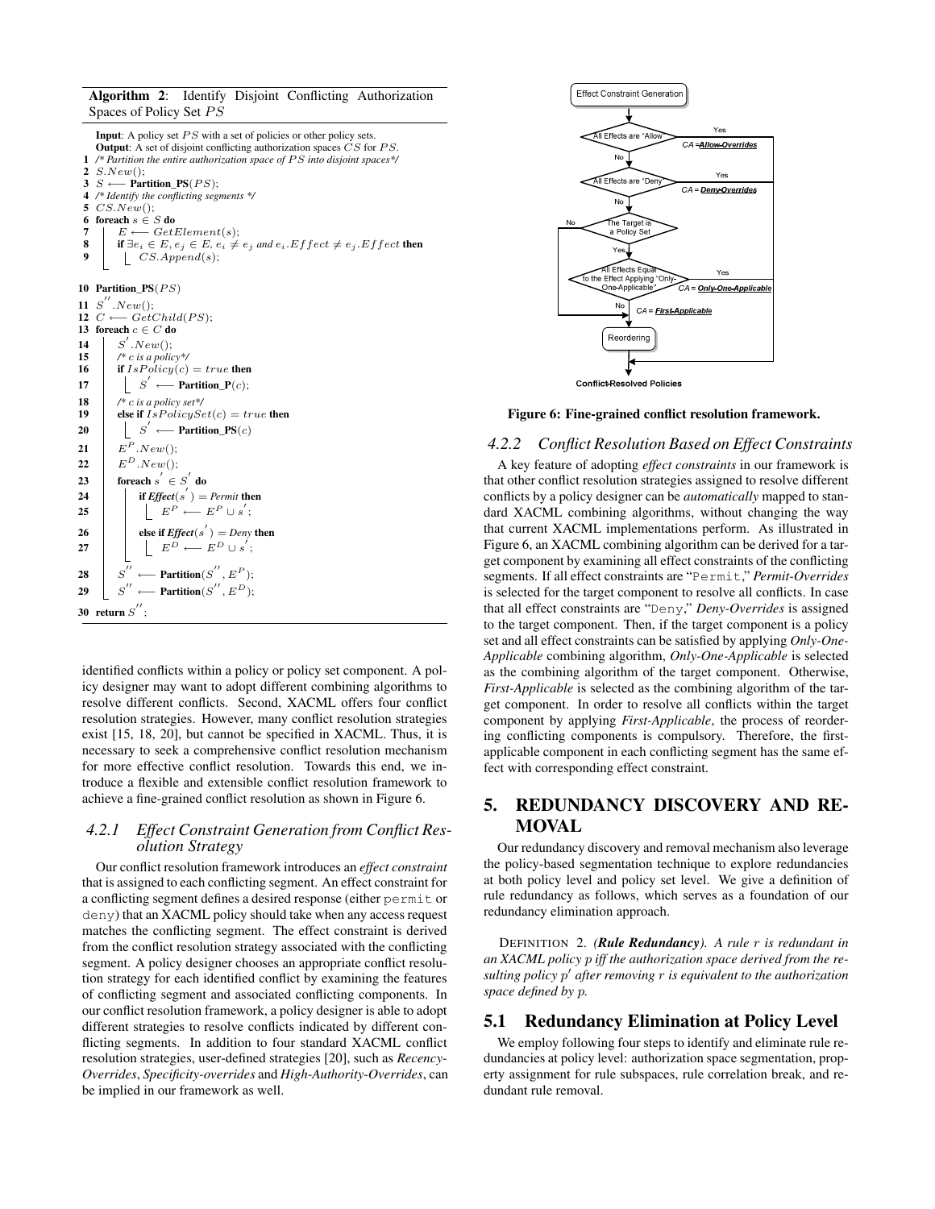**Algorithm 2**: Identify Disjoint Conflicting Authorization Spaces of Policy Set $PS$

```
   Input: A policy set PS with a set of policies or other policy sets.
   Output: A set of disjoint conflicting authorization spaces CS for PS.
1  /* Partition the entire authorization space of PS into disjoint spaces*/
2  S.New();
3  S ⟵ Partition_PS(PS);
4  /* Identify the conflicting segments */
5  CS.New();
6  foreach s ∈ S do
7      E ⟵ GetElement(s);
8      if ∃e_i ∈ E, e_j ∈ E, e_i ≠ e_j and e_i.Effect ≠ e_j.Effect then
9          CS.Append(s);

10 Partition_PS(PS)
11 S''.New();
12 C ⟵ GetChild(PS);
13 foreach c ∈ C do
14     S'.New();
15     /* c is a policy*/
16     if IsPolicy(c) = true then
17         S' ⟵ Partition_P(c);
18     /* c is a policy set*/
19     else if IsPolicySet(c) = true then
20         S' ⟵ Partition_PS(c)
21     E^P.New();
22     E^D.New();
23     foreach s' ∈ S' do
24         if Effect(s') = Permit then
25             E^P ⟵ E^P ∪ s';
26         else if Effect(s') = Deny then
27             E^D ⟵ E^D ∪ s';
28     S'' ⟵ Partition(S'', E^P);
29     S'' ⟵ Partition(S'', E^D);
30 return S'';
```

identified conflicts within a policy or policy set component. A policy designer may want to adopt different combining algorithms to resolve different conflicts. Second, XACML offers four conflict resolution strategies. However, many conflict resolution strategies exist [15, 18, 20], but cannot be specified in XACML. Thus, it is necessary to seek a comprehensive conflict resolution mechanism for more effective conflict resolution. Towards this end, we introduce a flexible and extensible conflict resolution framework to achieve a fine-grained conflict resolution as shown in Figure 6.

#### 4.2.1 Effect Constraint Generation from Conflict Resolution Strategy

Our conflict resolution framework introduces an *effect constraint* that is assigned to each conflicting segment. An effect constraint for a conflicting segment defines a desired response (either `permit` or `deny`) that an XACML policy should take when any access request matches the conflicting segment. The effect constraint is derived from the conflict resolution strategy associated with the conflicting segment. A policy designer chooses an appropriate conflict resolution strategy for each identified conflict by examining the features of conflicting segment and associated conflicting components. In our conflict resolution framework, a policy designer is able to adopt different strategies to resolve conflicts indicated by different conflicting segments. In addition to four standard XACML conflict resolution strategies, user-defined strategies [20], such as *Recency-Overrides*, *Specificity-overrides* and *High-Authority-Overrides*, can be implied in our framework as well.

Effect Constraint Generation

All Effects are "Allow"

Yes

*CA* = ***Allow-Overrides***

No

All Effects are "Deny"

Yes

*CA* = ***Deny-Overrides***

No

The Target is a Policy Set

No

Yes

All Effects Equal to the Effect Applying "Only-One-Applicable"

Yes

*CA* = ***Only-One-Applicable***

No

*CA* = ***First-Applicable***

Reordering

Conflict-Resolved Policies

**Figure 6: Fine-grained conflict resolution framework.**

#### 4.2.2 Conflict Resolution Based on Effect Constraints

A key feature of adopting *effect constraints* in our framework is that other conflict resolution strategies assigned to resolve different conflicts by a policy designer can be *automatically* mapped to standard XACML combining algorithms, without changing the way that current XACML implementations perform. As illustrated in Figure 6, an XACML combining algorithm can be derived for a target component by examining all effect constraints of the conflicting segments. If all effect constraints are "`Permit`," *Permit-Overrides* is selected for the target component to resolve all conflicts. In case that all effect constraints are "`Deny`," *Deny-Overrides* is assigned to the target component. Then, if the target component is a policy set and all effect constraints can be satisfied by applying *Only-One-Applicable* combining algorithm, *Only-One-Applicable* is selected as the combining algorithm of the target component. Otherwise, *First-Applicable* is selected as the combining algorithm of the target component. In order to resolve all conflicts within the target component by applying *First-Applicable*, the process of reordering conflicting components is compulsory. Therefore, the first-applicable component in each conflicting segment has the same effect with corresponding effect constraint.

## 5. REDUNDANCY DISCOVERY AND REMOVAL

Our redundancy discovery and removal mechanism also leverage the policy-based segmentation technique to explore redundancies at both policy level and policy set level. We give a definition of rule redundancy as follows, which serves as a foundation of our redundancy elimination approach.

DEFINITION 2. ***(Rule Redundancy)**. A rule $r$ is redundant in an XACML policy $p$ iff the authorization space derived from the resulting policy $p'$ after removing $r$ is equivalent to the authorization space defined by $p$.*

### 5.1 Redundancy Elimination at Policy Level

We employ following four steps to identify and eliminate rule redundancies at policy level: authorization space segmentation, property assignment for rule subspaces, rule correlation break, and redundant rule removal.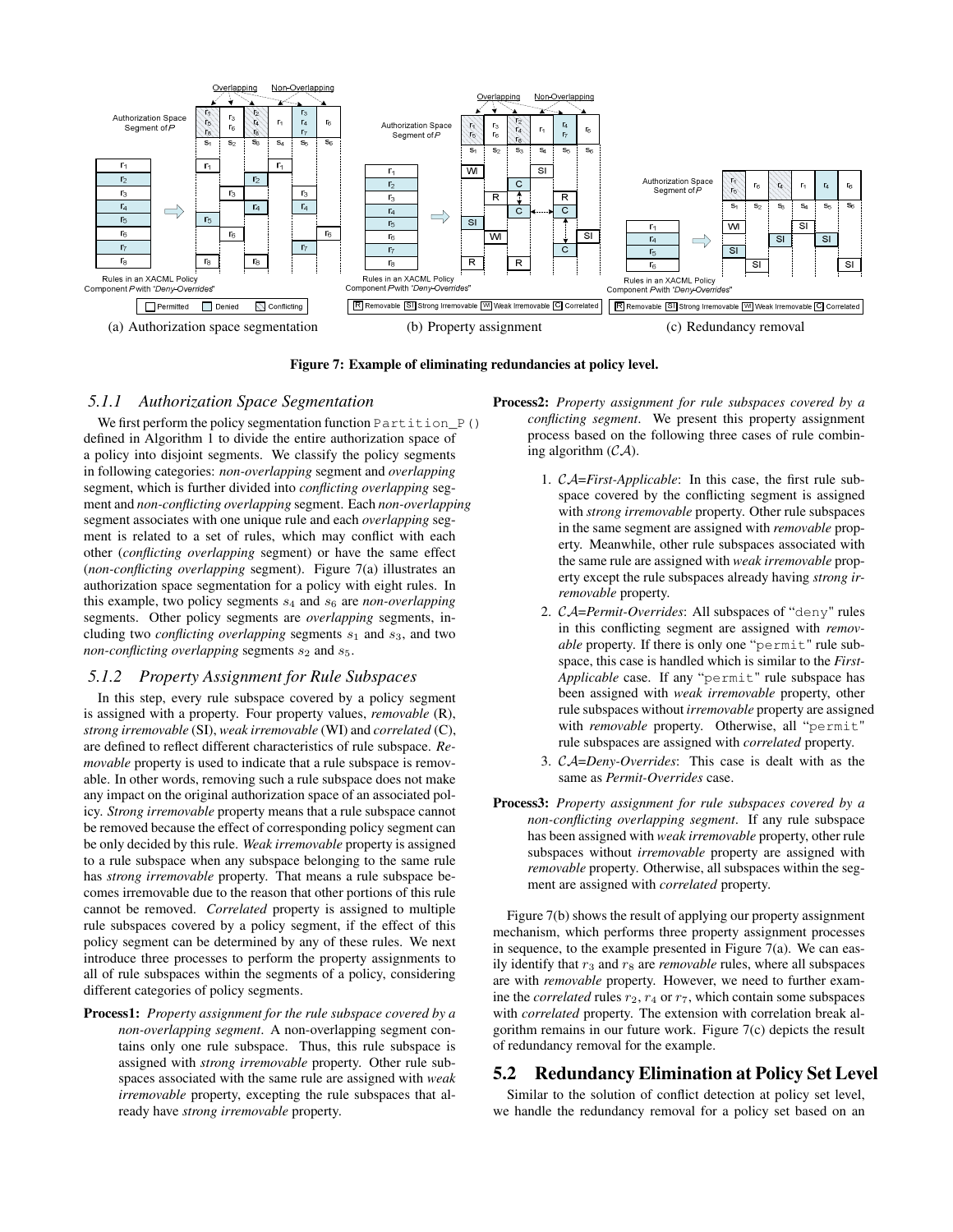Overlapping Non-Overlapping

Authorization Space Segment of $P$

Rules in an XACML Policy Component $P$ with "Deny-Overrides"

Permitted Denied Conflicting

(a) Authorization space segmentation

R Removable SI Strong Irremovable WI Weak Irremovable C Correlated

(b) Property assignment

(c) Redundancy removal

**Figure 7: Example of eliminating redundancies at policy level.**

### *5.1.1 Authorization Space Segmentation*

We first perform the policy segmentation function `Partition_P()` defined in Algorithm 1 to divide the entire authorization space of a policy into disjoint segments. We classify the policy segments in following categories: *non-overlapping* segment and *overlapping* segment, which is further divided into *conflicting overlapping* segment and *non-conflicting overlapping* segment. Each *non-overlapping* segment associates with one unique rule and each *overlapping* segment is related to a set of rules, which may conflict with each other (*conflicting overlapping* segment) or have the same effect (*non-conflicting overlapping* segment). Figure 7(a) illustrates an authorization space segmentation for a policy with eight rules. In this example, two policy segments $s_4$ and $s_6$ are *non-overlapping* segments. Other policy segments are *overlapping* segments, including two *conflicting overlapping* segments $s_1$ and $s_3$, and two *non-conflicting overlapping* segments $s_2$ and $s_5$.

### *5.1.2 Property Assignment for Rule Subspaces*

In this step, every rule subspace covered by a policy segment is assigned with a property. Four property values, *removable* (R), *strong irremovable* (SI), *weak irremovable* (WI) and *correlated* (C), are defined to reflect different characteristics of rule subspace. *Removable* property is used to indicate that a rule subspace is removable. In other words, removing such a rule subspace does not make any impact on the original authorization space of an associated policy. *Strong irremovable* property means that a rule subspace cannot be removed because the effect of corresponding policy segment can be only decided by this rule. *Weak irremovable* property is assigned to a rule subspace when any subspace belonging to the same rule has *strong irremovable* property. That means a rule subspace becomes irremovable due to the reason that other portions of this rule cannot be removed. *Correlated* property is assigned to multiple rule subspaces covered by a policy segment, if the effect of this policy segment can be determined by any of these rules. We next introduce three processes to perform the property assignments to all of rule subspaces within the segments of a policy, considering different categories of policy segments.

**Process1:** *Property assignment for the rule subspace covered by a non-overlapping segment*. A non-overlapping segment contains only one rule subspace. Thus, this rule subspace is assigned with *strong irremovable* property. Other rule subspaces associated with the same rule are assigned with *weak irremovable* property, excepting the rule subspaces that already have *strong irremovable* property.

**Process2:** *Property assignment for rule subspaces covered by a conflicting segment*. We present this property assignment process based on the following three cases of rule combining algorithm ($\mathcal{CA}$).

1. $\mathcal{CA}$=*First-Applicable*: In this case, the first rule subspace covered by the conflicting segment is assigned with *strong irremovable* property. Other rule subspaces in the same segment are assigned with *removable* property. Meanwhile, other rule subspaces associated with the same rule are assigned with *weak irremovable* property except the rule subspaces already having *strong irremovable* property.
2. $\mathcal{CA}$=*Permit-Overrides*: All subspaces of "`deny`" rules in this conflicting segment are assigned with *removable* property. If there is only one "`permit`" rule subspace, this case is handled which is similar to the *First-Applicable* case. If any "`permit`" rule subspace has been assigned with *weak irremovable* property, other rule subspaces without *irremovable* property are assigned with *removable* property. Otherwise, all "`permit`" rule subspaces are assigned with *correlated* property.
3. $\mathcal{CA}$=*Deny-Overrides*: This case is dealt with as the same as *Permit-Overrides* case.

**Process3:** *Property assignment for rule subspaces covered by a non-conflicting overlapping segment*. If any rule subspace has been assigned with *weak irremovable* property, other rule subspaces without *irremovable* property are assigned with *removable* property. Otherwise, all subspaces within the segment are assigned with *correlated* property.

Figure 7(b) shows the result of applying our property assignment mechanism, which performs three property assignment processes in sequence, to the example presented in Figure 7(a). We can easily identify that $r_3$ and $r_8$ are *removable* rules, where all subspaces are with *removable* property. However, we need to further examine the *correlated* rules $r_2$, $r_4$ or $r_7$, which contain some subspaces with *correlated* property. The extension with correlation break algorithm remains in our future work. Figure 7(c) depicts the result of redundancy removal for the example.

## 5.2 Redundancy Elimination at Policy Set Level

Similar to the solution of conflict detection at policy set level, we handle the redundancy removal for a policy set based on an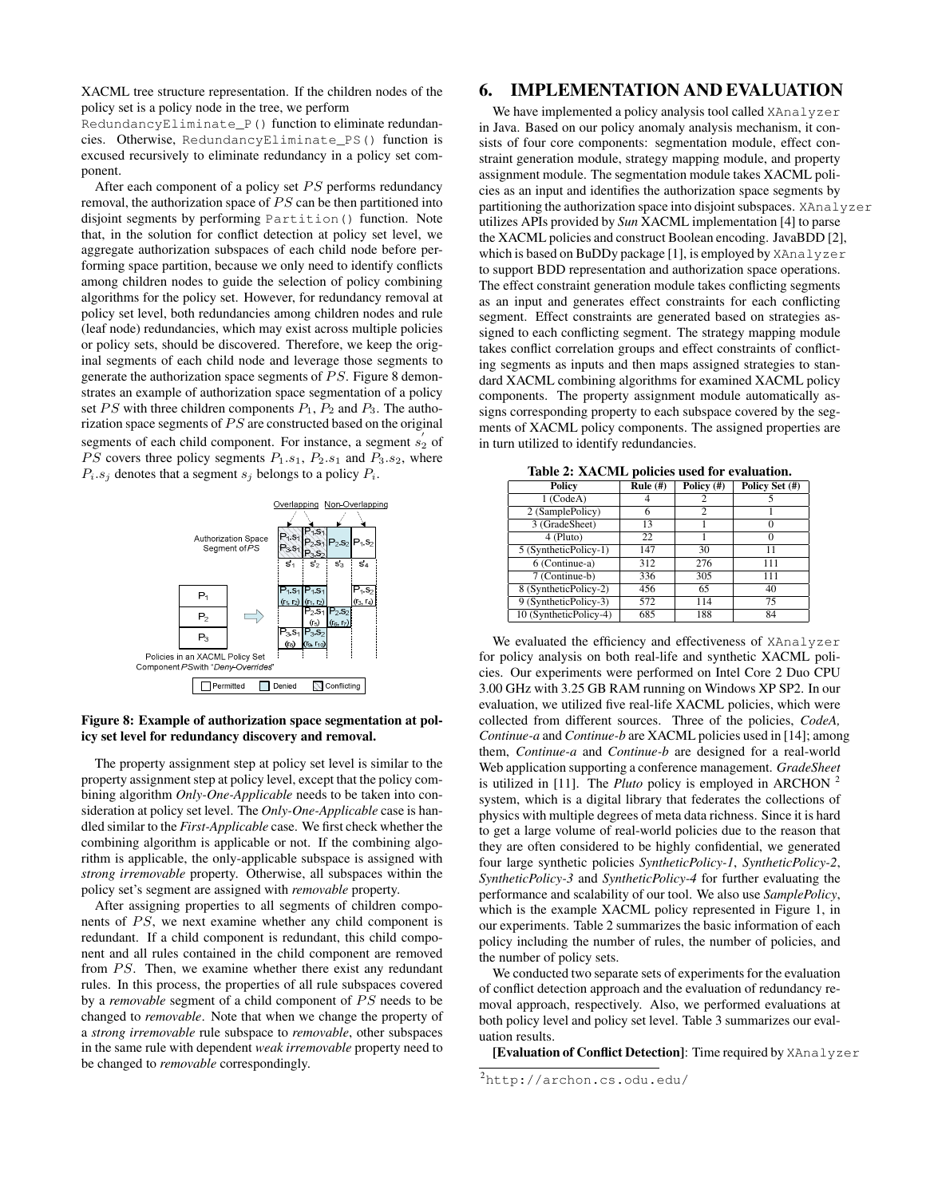XACML tree structure representation. If the children nodes of the policy set is a policy node in the tree, we perform `RedundancyEliminate_P()` function to eliminate redundancies. Otherwise, `RedundancyEliminate_PS()` function is excused recursively to eliminate redundancy in a policy set component.

After each component of a policy set $PS$ performs redundancy removal, the authorization space of $PS$ can be then partitioned into disjoint segments by performing `Partition()` function. Note that, in the solution for conflict detection at policy set level, we aggregate authorization subspaces of each child node before performing space partition, because we only need to identify conflicts among children nodes to guide the selection of policy combining algorithms for the policy set. However, for redundancy removal at policy set level, both redundancies among children nodes and rule (leaf node) redundancies, which may exist across multiple policies or policy sets, should be discovered. Therefore, we keep the original segments of each child node and leverage those segments to generate the authorization space segments of $PS$. Figure 8 demonstrates an example of authorization space segmentation of a policy set $PS$ with three children components $P_1$, $P_2$ and $P_3$. The authorization space segments of $PS$ are constructed based on the original segments of each child component. For instance, a segment $s_2^{'}$ of $PS$ covers three policy segments $P_1.s_1$, $P_2.s_1$ and $P_3.s_2$, where $P_i.s_j$ denotes that a segment $s_j$ belongs to a policy $P_i$.

Overlapping Non-Overlapping

Authorization Space Segment of PS

P1.s1 P3.s1 | P1.s1 P2.s1 P3.s2 | P2.s2 | P1.s2

s'1 s'2 s'3 s'4

P1 P2 P3

P1.s1 (r1, r2) P1.s1 (r1, r2) P1.s2 (r3, r4)

P2.s1 (r5) P2.s2 (r6, r7)

P3.s1 (r8) P3.s2 (r9, r10)

Policies in an XACML Policy Set Component PS with "Deny-Overrides"

Permitted Denied Conflicting

**Figure 8: Example of authorization space segmentation at policy set level for redundancy discovery and removal.**

The property assignment step at policy set level is similar to the property assignment step at policy level, except that the policy combining algorithm *Only-One-Applicable* needs to be taken into consideration at policy set level. The *Only-One-Applicable* case is handled similar to the *First-Applicable* case. We first check whether the combining algorithm is applicable or not. If the combining algorithm is applicable, the only-applicable subspace is assigned with *strong irremovable* property. Otherwise, all subspaces within the policy set's segment are assigned with *removable* property.

After assigning properties to all segments of children components of $PS$, we next examine whether any child component is redundant. If a child component is redundant, this child component and all rules contained in the child component are removed from $PS$. Then, we examine whether there exist any redundant rules. In this process, the properties of all rule subspaces covered by a *removable* segment of a child component of $PS$ needs to be changed to *removable*. Note that when we change the property of a *strong irremovable* rule subspace to *removable*, other subspaces in the same rule with dependent *weak irremovable* property need to be changed to *removable* correspondingly.

# 6. IMPLEMENTATION AND EVALUATION

We have implemented a policy analysis tool called `XAnalyzer` in Java. Based on our policy anomaly analysis mechanism, it consists of four core components: segmentation module, effect constraint generation module, strategy mapping module, and property assignment module. The segmentation module takes XACML policies as an input and identifies the authorization space segments by partitioning the authorization space into disjoint subspaces. `XAnalyzer` utilizes APIs provided by *Sun* XACML implementation [4] to parse the XACML policies and construct Boolean encoding. JavaBDD [2], which is based on BuDDy package [1], is employed by `XAnalyzer` to support BDD representation and authorization space operations. The effect constraint generation module takes conflicting segments as an input and generates effect constraints for each conflicting segment. Effect constraints are generated based on strategies assigned to each conflicting segment. The strategy mapping module takes conflict correlation groups and effect constraints of conflicting segments as inputs and then maps assigned strategies to standard XACML combining algorithms for examined XACML policy components. The property assignment module automatically assigns corresponding property to each subspace covered by the segments of XACML policy components. The assigned properties are in turn utilized to identify redundancies.

**Table 2: XACML policies used for evaluation.**

| Policy | Rule (#) | Policy (#) | Policy Set (#) |
|---|---|---|---|
| 1 (CodeA) | 4 | 2 | 5 |
| 2 (SamplePolicy) | 6 | 2 | 1 |
| 3 (GradeSheet) | 13 | 1 | 0 |
| 4 (Pluto) | 22 | 1 | 0 |
| 5 (SyntheticPolicy-1) | 147 | 30 | 11 |
| 6 (Continue-a) | 312 | 276 | 111 |
| 7 (Continue-b) | 336 | 305 | 111 |
| 8 (SyntheticPolicy-2) | 456 | 65 | 40 |
| 9 (SyntheticPolicy-3) | 572 | 114 | 75 |
| 10 (SyntheticPolicy-4) | 685 | 188 | 84 |

We evaluated the efficiency and effectiveness of `XAnalyzer` for policy analysis on both real-life and synthetic XACML policies. Our experiments were performed on Intel Core 2 Duo CPU 3.00 GHz with 3.25 GB RAM running on Windows XP SP2. In our evaluation, we utilized five real-life XACML policies, which were collected from different sources. Three of the policies, *CodeA, Continue-a* and *Continue-b* are XACML policies used in [14]; among them, *Continue-a* and *Continue-b* are designed for a real-world Web application supporting a conference management. *GradeSheet* is utilized in [11]. The *Pluto* policy is employed in ARCHON [2] system, which is a digital library that federates the collections of physics with multiple degrees of meta data richness. Since it is hard to get a large volume of real-world policies due to the reason that they are often considered to be highly confidential, we generated four large synthetic policies *SyntheticPolicy-1*, *SyntheticPolicy-2*, *SyntheticPolicy-3* and *SyntheticPolicy-4* for further evaluating the performance and scalability of our tool. We also use *SamplePolicy*, which is the example XACML policy represented in Figure 1, in our experiments. Table 2 summarizes the basic information of each policy including the number of rules, the number of policies, and the number of policy sets.

We conducted two separate sets of experiments for the evaluation of conflict detection approach and the evaluation of redundancy removal approach, respectively. Also, we performed evaluations at both policy level and policy set level. Table 3 summarizes our evaluation results.

**[Evaluation of Conflict Detection]**: Time required by `XAnalyzer`

[2] http://archon.cs.odu.edu/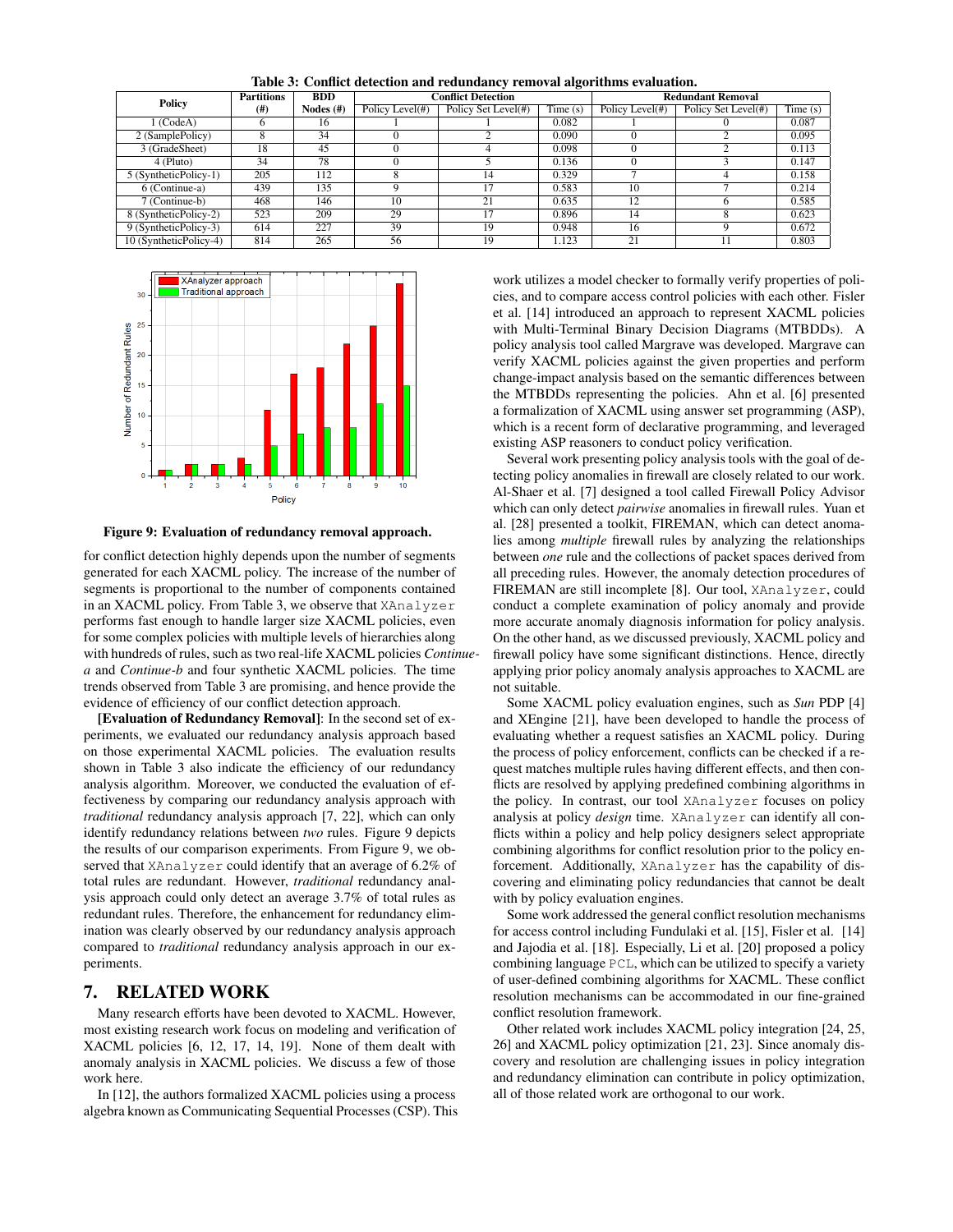Table 3: Conflict detection and redundancy removal algorithms evaluation.

| Policy | Partitions (#) | BDD Nodes (#) | Conflict Detection | | | Redundant Removal | | |
|---|---|---|---|---|---|---|---|---|
| | | | Policy Level(#) | Policy Set Level(#) | Time (s) | Policy Level(#) | Policy Set Level(#) | Time (s) |
| 1 (CodeA) | 6 | 16 | 1 | 1 | 0.082 | 1 | 0 | 0.087 |
| 2 (SamplePolicy) | 8 | 34 | 0 | 2 | 0.090 | 0 | 2 | 0.095 |
| 3 (GradeSheet) | 18 | 45 | 0 | 4 | 0.098 | 0 | 2 | 0.113 |
| 4 (Pluto) | 34 | 78 | 0 | 5 | 0.136 | 0 | 3 | 0.147 |
| 5 (SyntheticPolicy-1) | 205 | 112 | 8 | 14 | 0.329 | 7 | 4 | 0.158 |
| 6 (Continue-a) | 439 | 135 | 9 | 17 | 0.583 | 10 | 7 | 0.214 |
| 7 (Continue-b) | 468 | 146 | 10 | 21 | 0.635 | 12 | 6 | 0.585 |
| 8 (SyntheticPolicy-2) | 523 | 209 | 29 | 17 | 0.896 | 14 | 8 | 0.623 |
| 9 (SyntheticPolicy-3) | 614 | 227 | 39 | 19 | 0.948 | 16 | 9 | 0.672 |
| 10 (SyntheticPolicy-4) | 814 | 265 | 56 | 19 | 1.123 | 21 | 11 | 0.803 |

Figure 9: Evaluation of redundancy removal approach.

for conflict detection highly depends upon the number of segments generated for each XACML policy. The increase of the number of segments is proportional to the number of components contained in an XACML policy. From Table 3, we observe that XAnalyzer performs fast enough to handle larger size XACML policies, even for some complex policies with multiple levels of hierarchies along with hundreds of rules, such as two real-life XACML policies *Continue-a* and *Continue-b* and four synthetic XACML policies. The time trends observed from Table 3 are promising, and hence provide the evidence of efficiency of our conflict detection approach.

**[Evaluation of Redundancy Removal]**: In the second set of experiments, we evaluated our redundancy analysis approach based on those experimental XACML policies. The evaluation results shown in Table 3 also indicate the efficiency of our redundancy analysis algorithm. Moreover, we conducted the evaluation of effectiveness by comparing our redundancy analysis approach with *traditional* redundancy analysis approach [7, 22], which can only identify redundancy relations between *two* rules. Figure 9 depicts the results of our comparison experiments. From Figure 9, we observed that XAnalyzer could identify that an average of 6.2% of total rules are redundant. However, *traditional* redundancy analysis approach could only detect an average 3.7% of total rules as redundant rules. Therefore, the enhancement for redundancy elimination was clearly observed by our redundancy analysis approach compared to *traditional* redundancy analysis approach in our experiments.

# 7. RELATED WORK

Many research efforts have been devoted to XACML. However, most existing research work focus on modeling and verification of XACML policies [6, 12, 17, 14, 19]. None of them dealt with anomaly analysis in XACML policies. We discuss a few of those work here.

In [12], the authors formalized XACML policies using a process algebra known as Communicating Sequential Processes (CSP). This work utilizes a model checker to formally verify properties of policies, and to compare access control policies with each other. Fisler et al. [14] introduced an approach to represent XACML policies with Multi-Terminal Binary Decision Diagrams (MTBDDs). A policy analysis tool called Margrave was developed. Margrave can verify XACML policies against the given properties and perform change-impact analysis based on the semantic differences between the MTBDDs representing the policies. Ahn et al. [6] presented a formalization of XACML using answer set programming (ASP), which is a recent form of declarative programming, and leveraged existing ASP reasoners to conduct policy verification.

Several work presenting policy analysis tools with the goal of detecting policy anomalies in firewall are closely related to our work. Al-Shaer et al. [7] designed a tool called Firewall Policy Advisor which can only detect *pairwise* anomalies in firewall rules. Yuan et al. [28] presented a toolkit, FIREMAN, which can detect anomalies among *multiple* firewall rules by analyzing the relationships between *one* rule and the collections of packet spaces derived from all preceding rules. However, the anomaly detection procedures of FIREMAN are still incomplete [8]. Our tool, XAnalyzer, could conduct a complete examination of policy anomaly and provide more accurate anomaly diagnosis information for policy analysis. On the other hand, as we discussed previously, XACML policy and firewall policy have some significant distinctions. Hence, directly applying prior policy anomaly analysis approaches to XACML are not suitable.

Some XACML policy evaluation engines, such as *Sun* PDP [4] and XEngine [21], have been developed to handle the process of evaluating whether a request satisfies an XACML policy. During the process of policy enforcement, conflicts can be checked if a request matches multiple rules having different effects, and then conflicts are resolved by applying predefined combining algorithms in the policy. In contrast, our tool XAnalyzer focuses on policy analysis at policy *design* time. XAnalyzer can identify all conflicts within a policy and help policy designers select appropriate combining algorithms for conflict resolution prior to the policy enforcement. Additionally, XAnalyzer has the capability of discovering and eliminating policy redundancies that cannot be dealt with by policy evaluation engines.

Some work addressed the general conflict resolution mechanisms for access control including Fundulaki et al. [15], Fisler et al. [14] and Jajodia et al. [18]. Especially, Li et al. [20] proposed a policy combining language PCL, which can be utilized to specify a variety of user-defined combining algorithms for XACML. These conflict resolution mechanisms can be accommodated in our fine-grained conflict resolution framework.

Other related work includes XACML policy integration [24, 25, 26] and XACML policy optimization [21, 23]. Since anomaly discovery and resolution are challenging issues in policy integration and redundancy elimination can contribute in policy optimization, all of those related work are orthogonal to our work.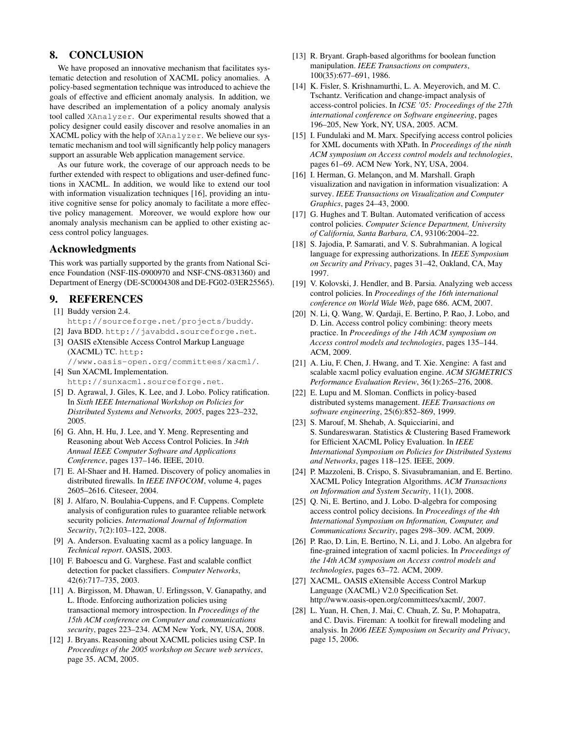## 8. CONCLUSION

We have proposed an innovative mechanism that facilitates systematic detection and resolution of XACML policy anomalies. A policy-based segmentation technique was introduced to achieve the goals of effective and efficient anomaly analysis. In addition, we have described an implementation of a policy anomaly analysis tool called `XAnalyzer`. Our experimental results showed that a policy designer could easily discover and resolve anomalies in an XACML policy with the help of `XAnalyzer`. We believe our systematic mechanism and tool will significantly help policy managers support an assurable Web application management service.

As our future work, the coverage of our approach needs to be further extended with respect to obligations and user-defined functions in XACML. In addition, we would like to extend our tool with information visualization techniques [16], providing an intuitive cognitive sense for policy anomaly to facilitate a more effective policy management. Moreover, we would explore how our anomaly analysis mechanism can be applied to other existing access control policy languages.

### Acknowledgments

This work was partially supported by the grants from National Science Foundation (NSF-IIS-0900970 and NSF-CNS-0831360) and Department of Energy (DE-SC0004308 and DE-FG02-03ER25565).

## 9. REFERENCES

[1] Buddy version 2.4. `http://sourceforge.net/projects/buddy`.

[2] Java BDD. `http://javabdd.sourceforge.net`.

[3] OASIS eXtensible Access Control Markup Language (XACML) TC. `http://www.oasis-open.org/committees/xacml/`.

[4] Sun XACML Implementation. `http://sunxacml.sourceforge.net`.

[5] D. Agrawal, J. Giles, K. Lee, and J. Lobo. Policy ratification. In *Sixth IEEE International Workshop on Policies for Distributed Systems and Networks, 2005*, pages 223–232, 2005.

[6] G. Ahn, H. Hu, J. Lee, and Y. Meng. Representing and Reasoning about Web Access Control Policies. In *34th Annual IEEE Computer Software and Applications Conference*, pages 137–146. IEEE, 2010.

[7] E. Al-Shaer and H. Hamed. Discovery of policy anomalies in distributed firewalls. In *IEEE INFOCOM*, volume 4, pages 2605–2616. Citeseer, 2004.

[8] J. Alfaro, N. Boulahia-Cuppens, and F. Cuppens. Complete analysis of configuration rules to guarantee reliable network security policies. *International Journal of Information Security*, 7(2):103–122, 2008.

[9] A. Anderson. Evaluating xacml as a policy language. In *Technical report*. OASIS, 2003.

[10] F. Baboescu and G. Varghese. Fast and scalable conflict detection for packet classifiers. *Computer Networks*, 42(6):717–735, 2003.

[11] A. Birgisson, M. Dhawan, U. Erlingsson, V. Ganapathy, and L. Iftode. Enforcing authorization policies using transactional memory introspection. In *Proceedings of the 15th ACM conference on Computer and communications security*, pages 223–234. ACM New York, NY, USA, 2008.

[12] J. Bryans. Reasoning about XACML policies using CSP. In *Proceedings of the 2005 workshop on Secure web services*, page 35. ACM, 2005.

[13] R. Bryant. Graph-based algorithms for boolean function manipulation. *IEEE Transactions on computers*, 100(35):677–691, 1986.

[14] K. Fisler, S. Krishnamurthi, L. A. Meyerovich, and M. C. Tschantz. Verification and change-impact analysis of access-control policies. In *ICSE '05: Proceedings of the 27th international conference on Software engineering*, pages 196–205, New York, NY, USA, 2005. ACM.

[15] I. Fundulaki and M. Marx. Specifying access control policies for XML documents with XPath. In *Proceedings of the ninth ACM symposium on Access control models and technologies*, pages 61–69. ACM New York, NY, USA, 2004.

[16] I. Herman, G. Melançon, and M. Marshall. Graph visualization and navigation in information visualization: A survey. *IEEE Transactions on Visualization and Computer Graphics*, pages 24–43, 2000.

[17] G. Hughes and T. Bultan. Automated verification of access control policies. *Computer Science Department, University of California, Santa Barbara, CA*, 93106:2004–22.

[18] S. Jajodia, P. Samarati, and V. S. Subrahmanian. A logical language for expressing authorizations. In *IEEE Symposium on Security and Privacy*, pages 31–42, Oakland, CA, May 1997.

[19] V. Kolovski, J. Hendler, and B. Parsia. Analyzing web access control policies. In *Proceedings of the 16th international conference on World Wide Web*, page 686. ACM, 2007.

[20] N. Li, Q. Wang, W. Qardaji, E. Bertino, P. Rao, J. Lobo, and D. Lin. Access control policy combining: theory meets practice. In *Proceedings of the 14th ACM symposium on Access control models and technologies*, pages 135–144. ACM, 2009.

[21] A. Liu, F. Chen, J. Hwang, and T. Xie. Xengine: A fast and scalable xacml policy evaluation engine. *ACM SIGMETRICS Performance Evaluation Review*, 36(1):265–276, 2008.

[22] E. Lupu and M. Sloman. Conflicts in policy-based distributed systems management. *IEEE Transactions on software engineering*, 25(6):852–869, 1999.

[23] S. Marouf, M. Shehab, A. Squicciarini, and S. Sundareswaran. Statistics & Clustering Based Framework for Efficient XACML Policy Evaluation. In *IEEE International Symposium on Policies for Distributed Systems and Networks*, pages 118–125. IEEE, 2009.

[24] P. Mazzoleni, B. Crispo, S. Sivasubramanian, and E. Bertino. XACML Policy Integration Algorithms. *ACM Transactions on Information and System Security*, 11(1), 2008.

[25] Q. Ni, E. Bertino, and J. Lobo. D-algebra for composing access control policy decisions. In *Proceedings of the 4th International Symposium on Information, Computer, and Communications Security*, pages 298–309. ACM, 2009.

[26] P. Rao, D. Lin, E. Bertino, N. Li, and J. Lobo. An algebra for fine-grained integration of xacml policies. In *Proceedings of the 14th ACM symposium on Access control models and technologies*, pages 63–72. ACM, 2009.

[27] XACML. OASIS eXtensible Access Control Markup Language (XACML) V2.0 Specification Set. http://www.oasis-open.org/committees/xacml/, 2007.

[28] L. Yuan, H. Chen, J. Mai, C. Chuah, Z. Su, P. Mohapatra, and C. Davis. Fireman: A toolkit for firewall modeling and analysis. In *2006 IEEE Symposium on Security and Privacy*, page 15, 2006.